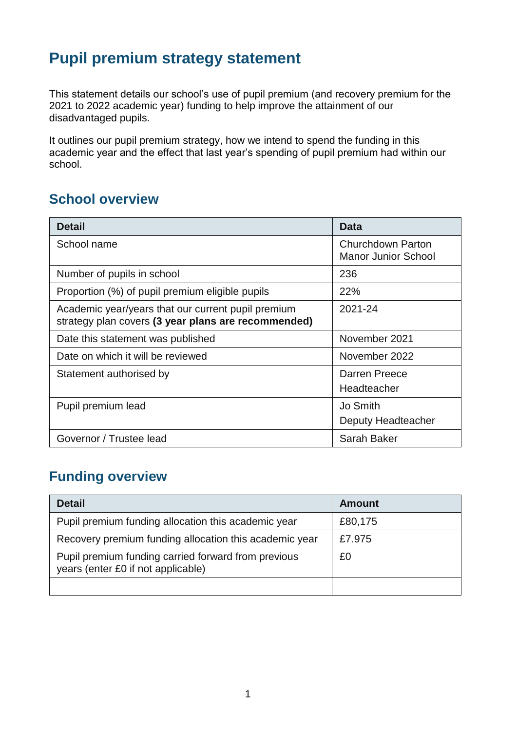# Pupil premium strategy statement

This statement details our school's use of pupil premium (and recovery premium for the 2021 to 2022 academic year) funding to help improve the attainment of our disadvantaged pupils.

It outlines our pupil premium strategy, how we intend to spend the funding in this academic year and the effect that last year's spending of pupil premium had within our school.

## School overview

| Detail | Data |
|---|---|
| School name | Churchdown Parton Manor Junior School |
| Number of pupils in school | 236 |
| Proportion (%) of pupil premium eligible pupils | 22% |
| Academic year/years that our current pupil premium strategy plan covers **(3 year plans are recommended)** | 2021-24 |
| Date this statement was published | November 2021 |
| Date on which it will be reviewed | November 2022 |
| Statement authorised by | Darren Preece<br>Headteacher |
| Pupil premium lead | Jo Smith<br>Deputy Headteacher |
| Governor / Trustee lead | Sarah Baker |

## Funding overview

| Detail | Amount |
|---|---|
| Pupil premium funding allocation this academic year | £80,175 |
| Recovery premium funding allocation this academic year | £7.975 |
| Pupil premium funding carried forward from previous years (enter £0 if not applicable) | £0 |
| | |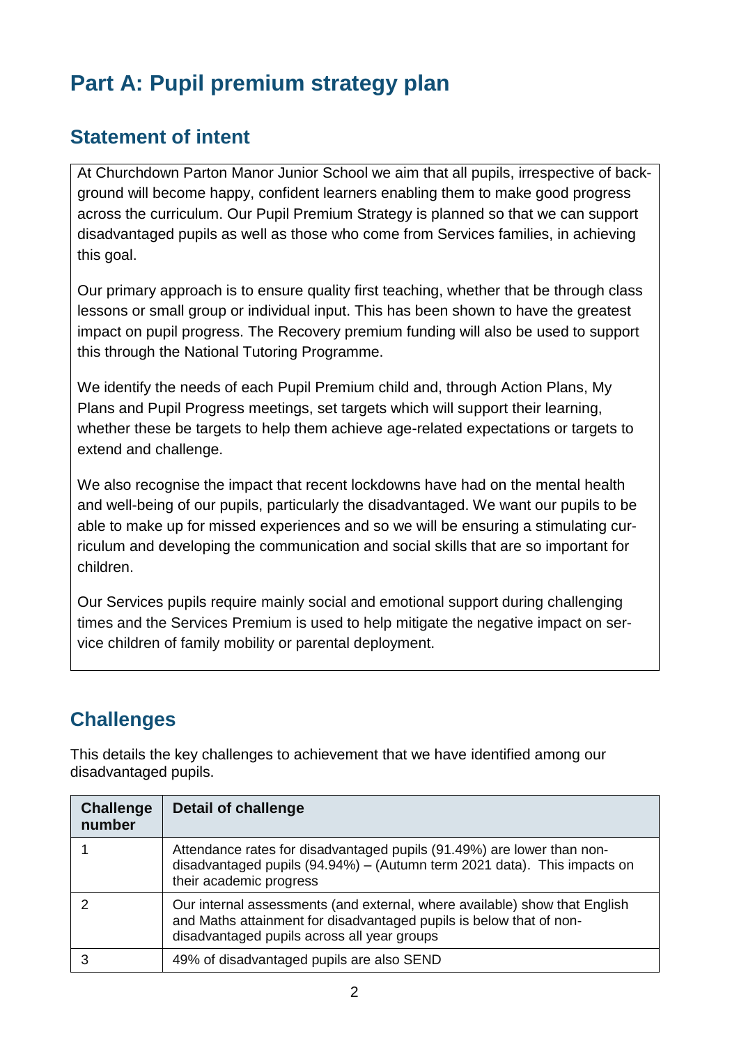# Part A: Pupil premium strategy plan

## Statement of intent

At Churchdown Parton Manor Junior School we aim that all pupils, irrespective of background will become happy, confident learners enabling them to make good progress across the curriculum. Our Pupil Premium Strategy is planned so that we can support disadvantaged pupils as well as those who come from Services families, in achieving this goal.

Our primary approach is to ensure quality first teaching, whether that be through class lessons or small group or individual input. This has been shown to have the greatest impact on pupil progress. The Recovery premium funding will also be used to support this through the National Tutoring Programme.

We identify the needs of each Pupil Premium child and, through Action Plans, My Plans and Pupil Progress meetings, set targets which will support their learning, whether these be targets to help them achieve age-related expectations or targets to extend and challenge.

We also recognise the impact that recent lockdowns have had on the mental health and well-being of our pupils, particularly the disadvantaged. We want our pupils to be able to make up for missed experiences and so we will be ensuring a stimulating curriculum and developing the communication and social skills that are so important for children.

Our Services pupils require mainly social and emotional support during challenging times and the Services Premium is used to help mitigate the negative impact on service children of family mobility or parental deployment.

## Challenges

This details the key challenges to achievement that we have identified among our disadvantaged pupils.

| Challenge number | Detail of challenge |
|---|---|
| 1 | Attendance rates for disadvantaged pupils (91.49%) are lower than non-disadvantaged pupils (94.94%) – (Autumn term 2021 data). This impacts on their academic progress |
| 2 | Our internal assessments (and external, where available) show that English and Maths attainment for disadvantaged pupils is below that of non-disadvantaged pupils across all year groups |
| 3 | 49% of disadvantaged pupils are also SEND |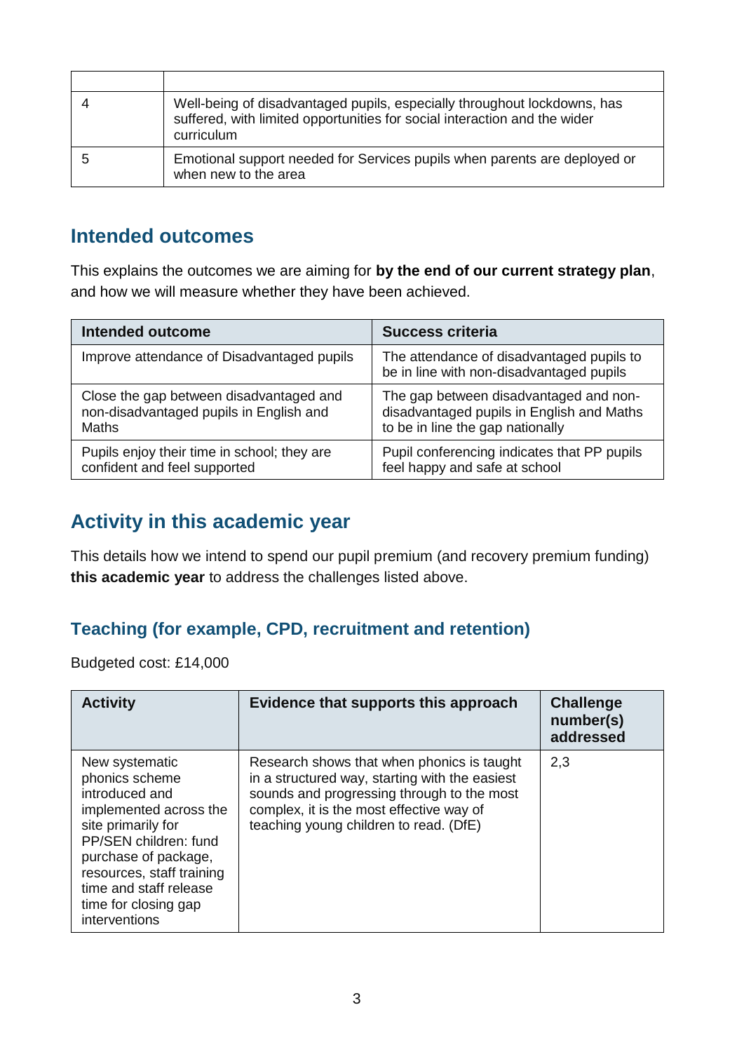| | |
|---|---|
| 4 | Well-being of disadvantaged pupils, especially throughout lockdowns, has suffered, with limited opportunities for social interaction and the wider curriculum |
| 5 | Emotional support needed for Services pupils when parents are deployed or when new to the area |

## Intended outcomes

This explains the outcomes we are aiming for **by the end of our current strategy plan**, and how we will measure whether they have been achieved.

| Intended outcome | Success criteria |
|---|---|
| Improve attendance of Disadvantaged pupils | The attendance of disadvantaged pupils to be in line with non-disadvantaged pupils |
| Close the gap between disadvantaged and non-disadvantaged pupils in English and Maths | The gap between disadvantaged and non-disadvantaged pupils in English and Maths to be in line the gap nationally |
| Pupils enjoy their time in school; they are confident and feel supported | Pupil conferencing indicates that PP pupils feel happy and safe at school |

## Activity in this academic year

This details how we intend to spend our pupil premium (and recovery premium funding) **this academic year** to address the challenges listed above.

### Teaching (for example, CPD, recruitment and retention)

Budgeted cost: £14,000

| Activity | Evidence that supports this approach | Challenge number(s) addressed |
|---|---|---|
| New systematic phonics scheme introduced and implemented across the site primarily for PP/SEN children: fund purchase of package, resources, staff training time and staff release time for closing gap interventions | Research shows that when phonics is taught in a structured way, starting with the easiest sounds and progressing through to the most complex, it is the most effective way of teaching young children to read. (DfE) | 2,3 |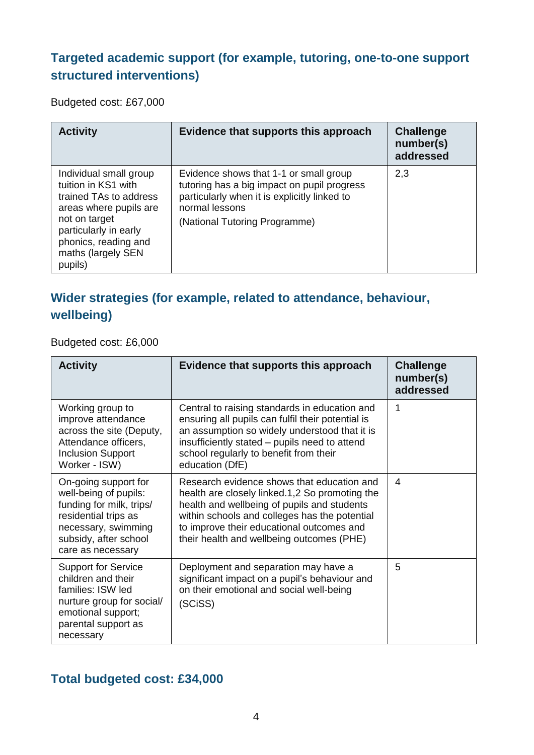## Targeted academic support (for example, tutoring, one-to-one support structured interventions)

Budgeted cost: £67,000

| Activity | Evidence that supports this approach | Challenge number(s) addressed |
|---|---|---|
| Individual small group tuition in KS1 with trained TAs to address areas where pupils are not on target particularly in early phonics, reading and maths (largely SEN pupils) | Evidence shows that 1-1 or small group tutoring has a big impact on pupil progress particularly when it is explicitly linked to normal lessons<br><br>(National Tutoring Programme) | 2,3 |

## Wider strategies (for example, related to attendance, behaviour, wellbeing)

Budgeted cost: £6,000

| Activity | Evidence that supports this approach | Challenge number(s) addressed |
|---|---|---|
| Working group to improve attendance across the site (Deputy, Attendance officers, Inclusion Support Worker - ISW) | Central to raising standards in education and ensuring all pupils can fulfil their potential is an assumption so widely understood that it is insufficiently stated – pupils need to attend school regularly to benefit from their education (DfE) | 1 |
| On-going support for well-being of pupils: funding for milk, trips/ residential trips as necessary, swimming subsidy, after school care as necessary | Research evidence shows that education and health are closely linked.1,2 So promoting the health and wellbeing of pupils and students within schools and colleges has the potential to improve their educational outcomes and their health and wellbeing outcomes (PHE) | 4 |
| Support for Service children and their families: ISW led nurture group for social/ emotional support; parental support as necessary | Deployment and separation may have a significant impact on a pupil's behaviour and on their emotional and social well-being<br><br>(SCiSS) | 5 |

## Total budgeted cost: £34,000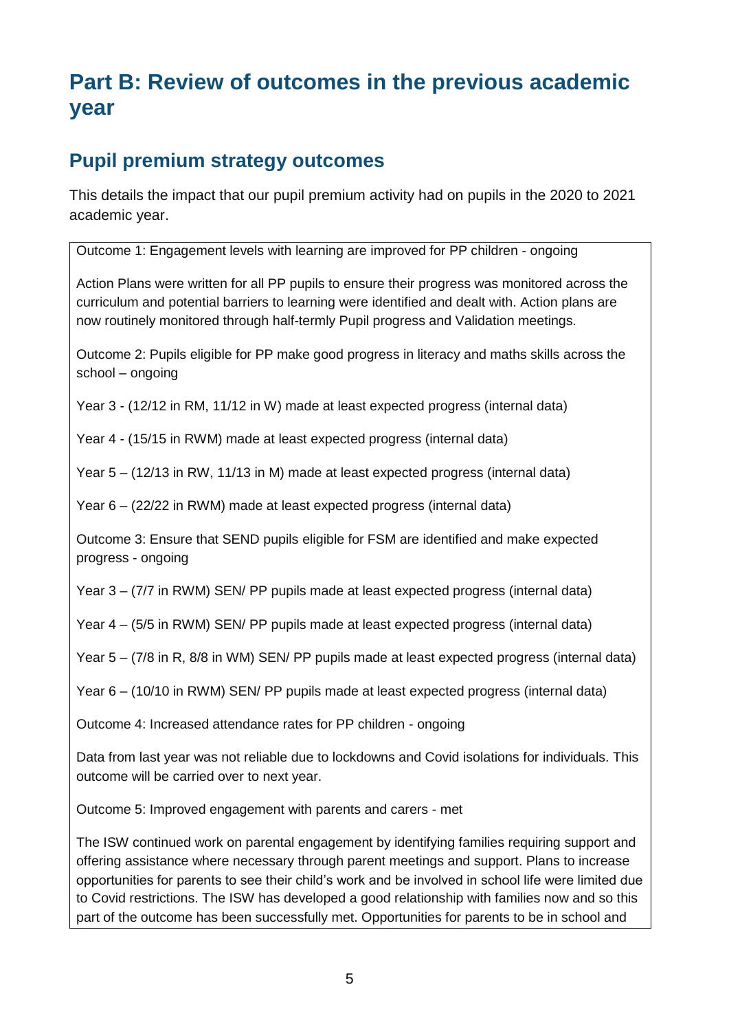# Part B: Review of outcomes in the previous academic year

## Pupil premium strategy outcomes

This details the impact that our pupil premium activity had on pupils in the 2020 to 2021 academic year.

Outcome 1: Engagement levels with learning are improved for PP children - ongoing

Action Plans were written for all PP pupils to ensure their progress was monitored across the curriculum and potential barriers to learning were identified and dealt with. Action plans are now routinely monitored through half-termly Pupil progress and Validation meetings.

Outcome 2: Pupils eligible for PP make good progress in literacy and maths skills across the school – ongoing

Year 3 - (12/12 in RM, 11/12 in W) made at least expected progress (internal data)

Year 4 - (15/15 in RWM) made at least expected progress (internal data)

Year 5 – (12/13 in RW, 11/13 in M) made at least expected progress (internal data)

Year 6 – (22/22 in RWM) made at least expected progress (internal data)

Outcome 3: Ensure that SEND pupils eligible for FSM are identified and make expected progress - ongoing

Year 3 – (7/7 in RWM) SEN/ PP pupils made at least expected progress (internal data)

Year 4 – (5/5 in RWM) SEN/ PP pupils made at least expected progress (internal data)

Year 5 – (7/8 in R, 8/8 in WM) SEN/ PP pupils made at least expected progress (internal data)

Year 6 – (10/10 in RWM) SEN/ PP pupils made at least expected progress (internal data)

Outcome 4: Increased attendance rates for PP children - ongoing

Data from last year was not reliable due to lockdowns and Covid isolations for individuals. This outcome will be carried over to next year.

Outcome 5: Improved engagement with parents and carers - met

The ISW continued work on parental engagement by identifying families requiring support and offering assistance where necessary through parent meetings and support. Plans to increase opportunities for parents to see their child's work and be involved in school life were limited due to Covid restrictions. The ISW has developed a good relationship with families now and so this part of the outcome has been successfully met. Opportunities for parents to be in school and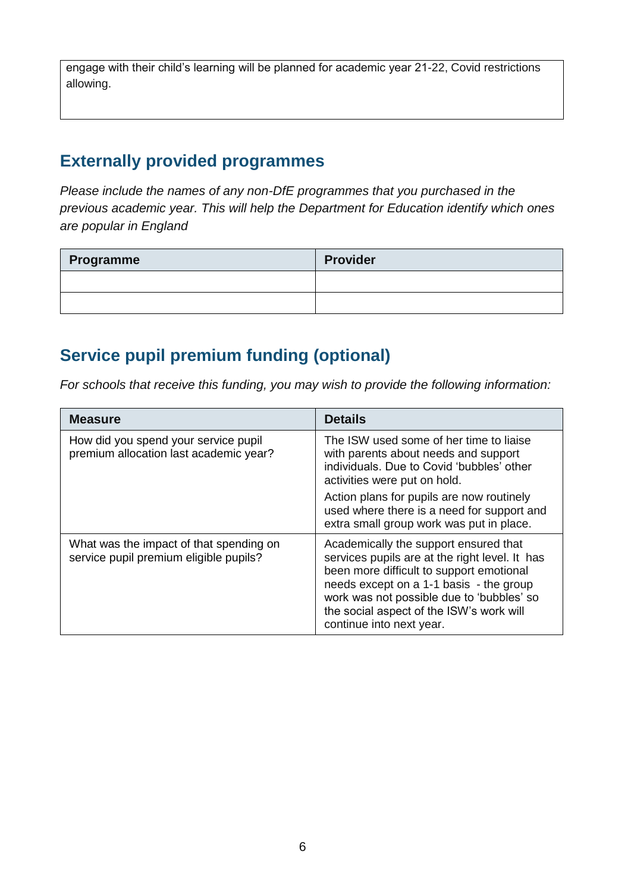engage with their child's learning will be planned for academic year 21-22, Covid restrictions allowing.

## Externally provided programmes

*Please include the names of any non-DfE programmes that you purchased in the previous academic year. This will help the Department for Education identify which ones are popular in England*

| Programme | Provider |
| --- | --- |
| | |
| | |

## Service pupil premium funding (optional)

*For schools that receive this funding, you may wish to provide the following information:*

| Measure | Details |
| --- | --- |
| How did you spend your service pupil premium allocation last academic year? | The ISW used some of her time to liaise with parents about needs and support individuals. Due to Covid 'bubbles' other activities were put on hold.<br>Action plans for pupils are now routinely used where there is a need for support and extra small group work was put in place. |
| What was the impact of that spending on service pupil premium eligible pupils? | Academically the support ensured that services pupils are at the right level. It has been more difficult to support emotional needs except on a 1-1 basis - the group work was not possible due to 'bubbles' so the social aspect of the ISW's work will continue into next year. |